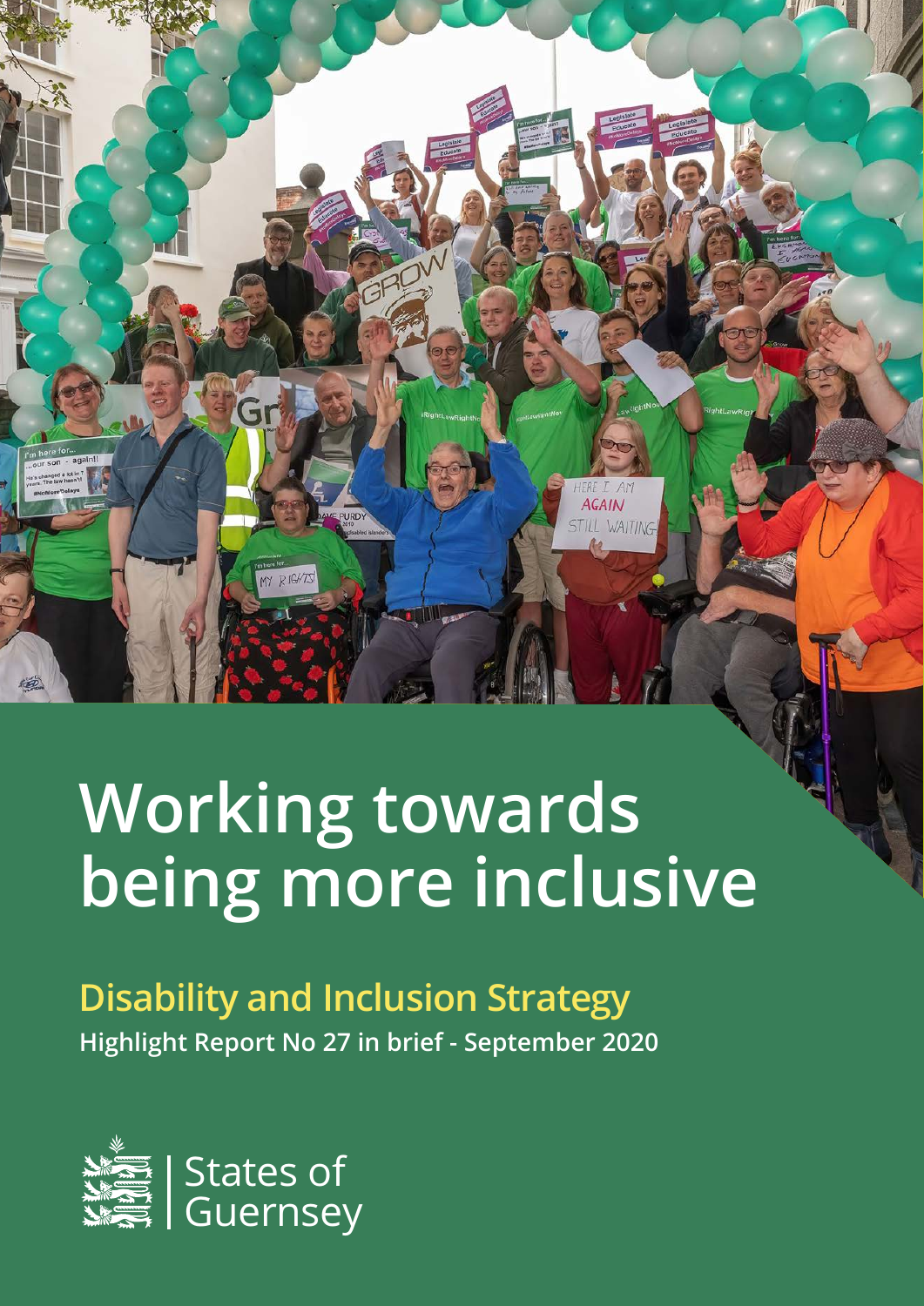# Working towards being more inclusive

## Disability and Inclusion Strategy

**Highlight Report No 27 in brief - September 2020**

States of Guernsey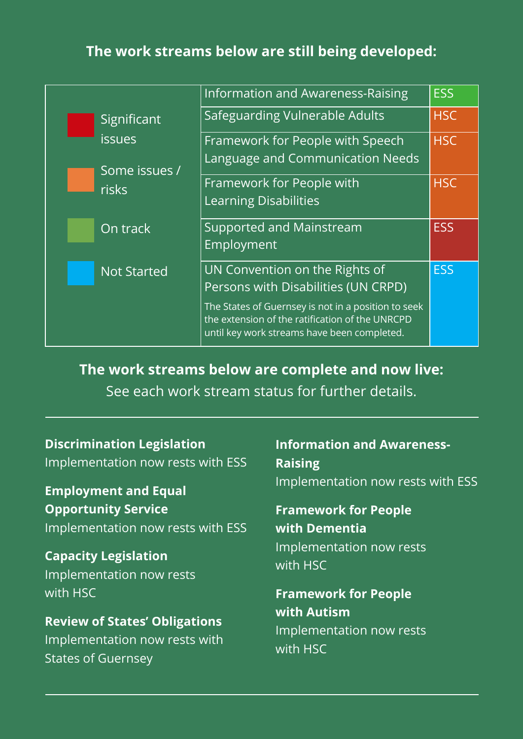## The work streams below are still being developed:

| Key | Work stream | Lead |
|---|---|---|
| Significant issues (red) | Information and Awareness-Raising | ESS (green) |
| Some issues / risks (orange) | Safeguarding Vulnerable Adults | HSC (orange) |
| On track (green) | Framework for People with Speech Language and Communication Needs | HSC (orange) |
| Not Started (blue) | Framework for People with Learning Disabilities | HSC (orange) |
| | Supported and Mainstream Employment | ESS (red) |
| | UN Convention on the Rights of Persons with Disabilities (UN CRPD)<br>The States of Guernsey is not in a position to seek the extension of the ratification of the UNRCPD until key work streams have been completed. | ESS (blue) |

## The work streams below are complete and now live:

See each work stream status for further details.

**Discrimination Legislation**
Implementation now rests with ESS

**Employment and Equal Opportunity Service**
Implementation now rests with ESS

**Capacity Legislation**
Implementation now rests with HSC

**Review of States' Obligations**
Implementation now rests with States of Guernsey

**Information and Awareness-Raising**
Implementation now rests with ESS

**Framework for People with Dementia**
Implementation now rests with HSC

**Framework for People with Autism**
Implementation now rests with HSC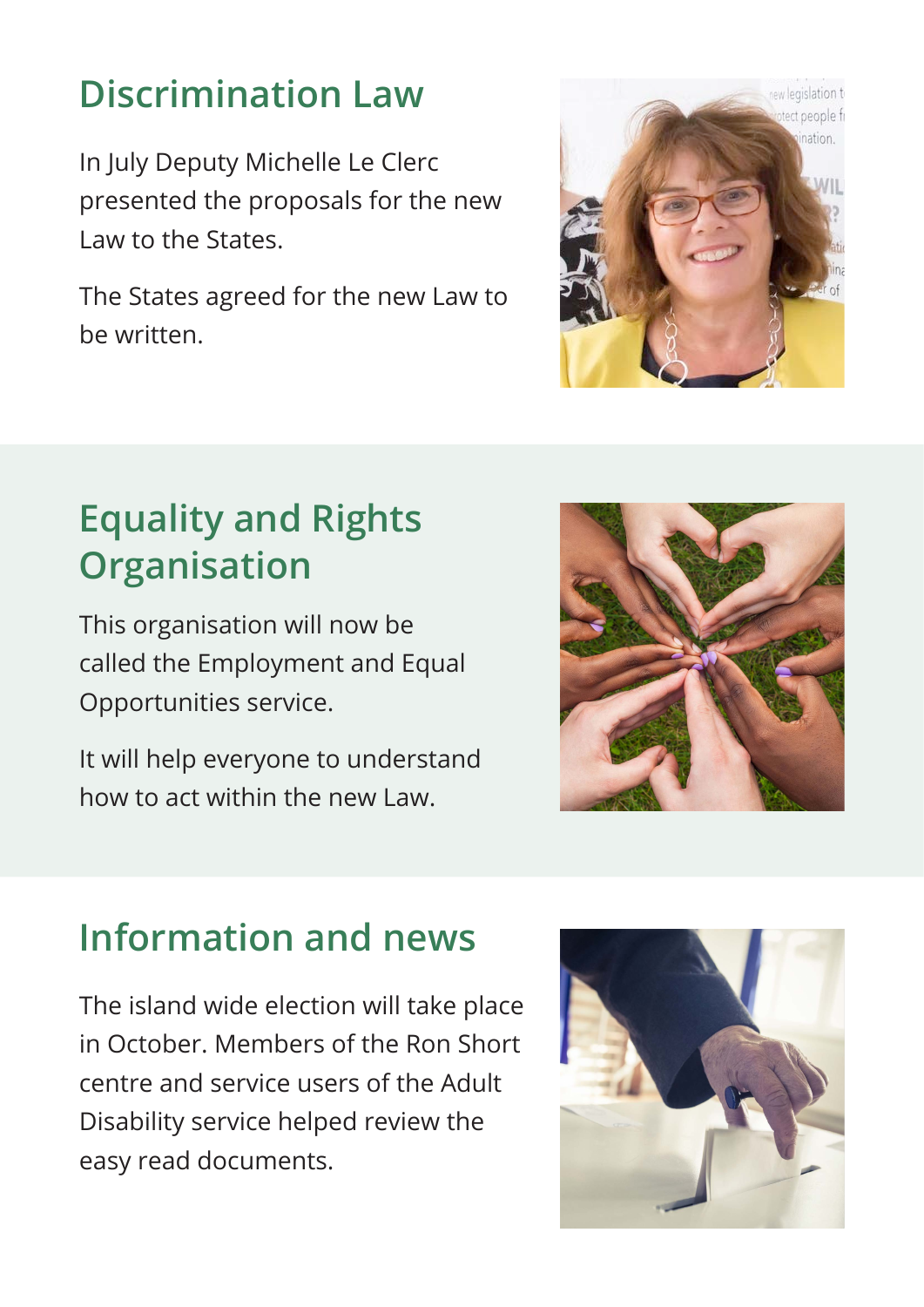## Discrimination Law

In July Deputy Michelle Le Clerc presented the proposals for the new Law to the States.

The States agreed for the new Law to be written.

## Equality and Rights Organisation

This organisation will now be called the Employment and Equal Opportunities service.

It will help everyone to understand how to act within the new Law.

## Information and news

The island wide election will take place in October. Members of the Ron Short centre and service users of the Adult Disability service helped review the easy read documents.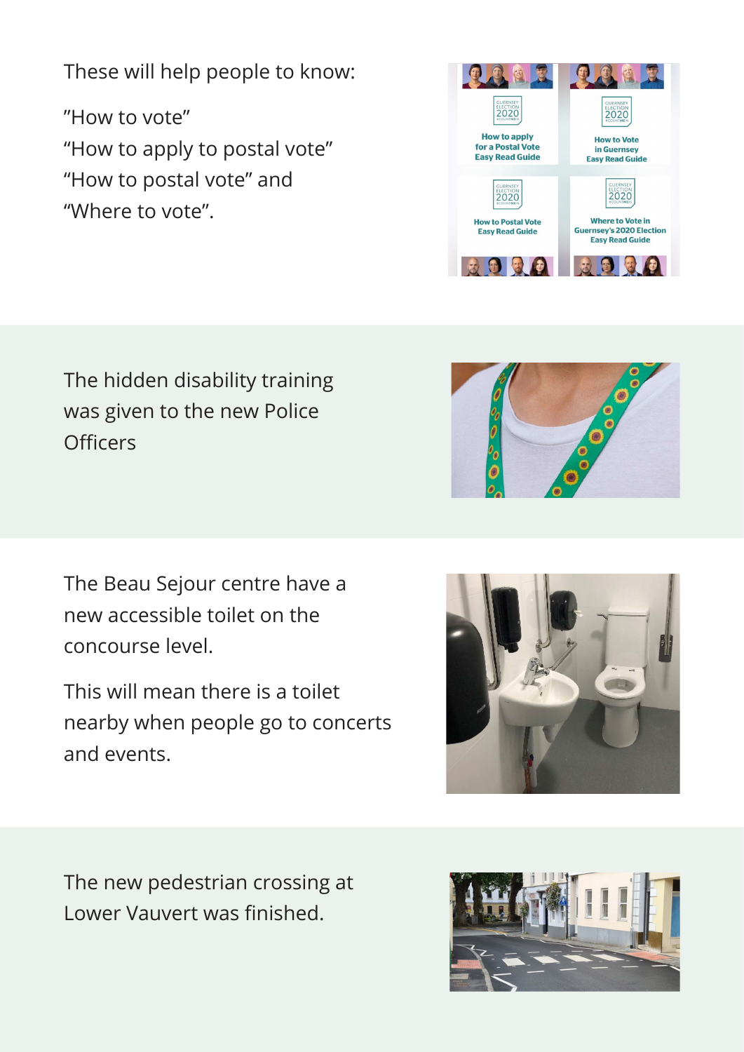These will help people to know:

”How to vote”
“How to apply to postal vote”
“How to postal vote” and
“Where to vote”.

The hidden disability training was given to the new Police Officers

The Beau Sejour centre have a new accessible toilet on the concourse level.

This will mean there is a toilet nearby when people go to concerts and events.

The new pedestrian crossing at Lower Vauvert was finished.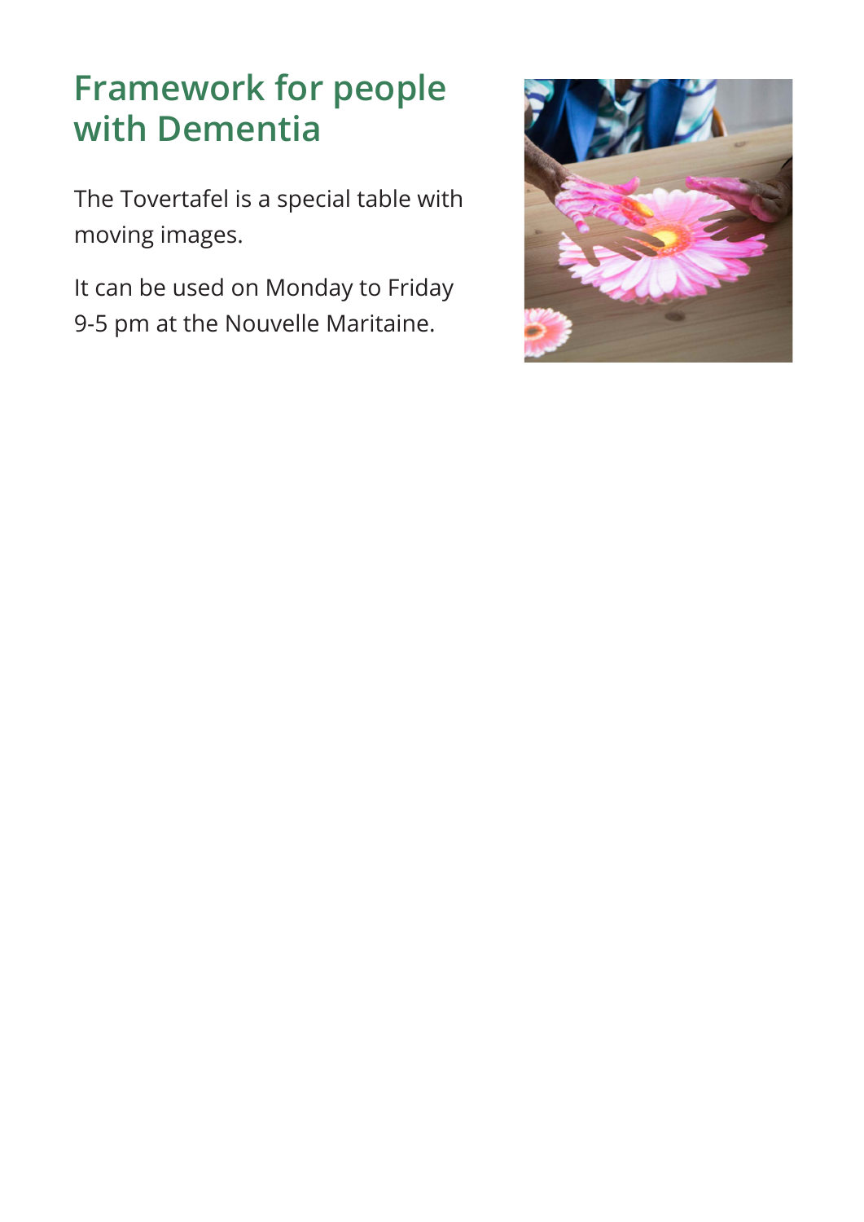# Framework for people with Dementia

The Tovertafel is a special table with moving images.

It can be used on Monday to Friday 9-5 pm at the Nouvelle Maritaine.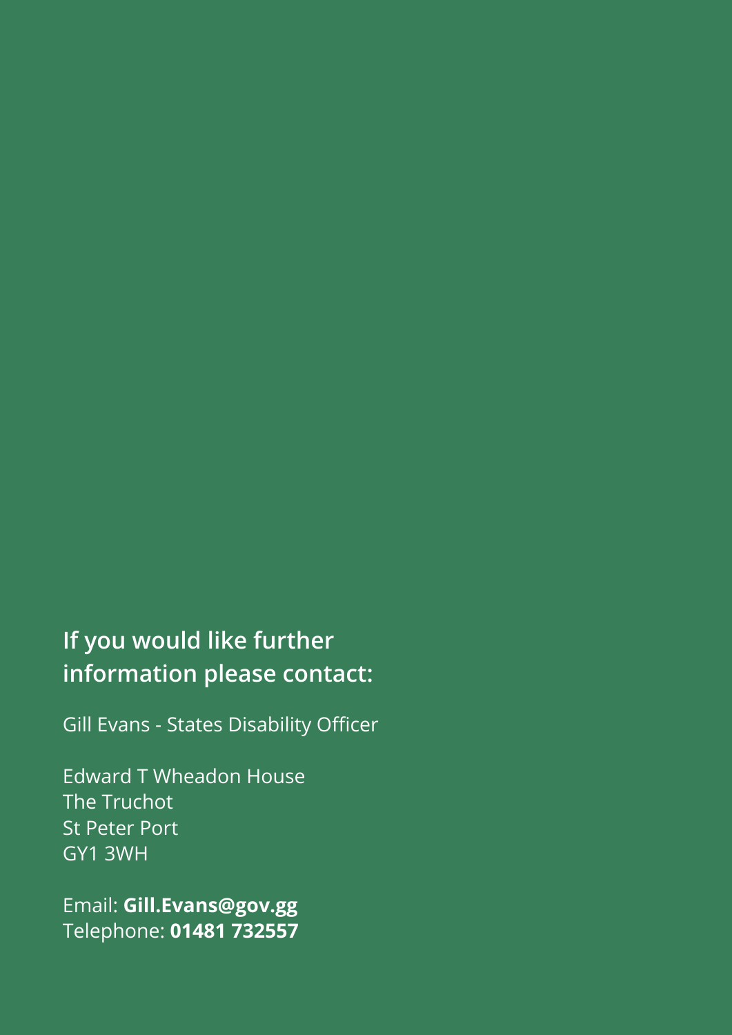## If you would like further information please contact:

Gill Evans - States Disability Officer

Edward T Wheadon House
The Truchot
St Peter Port
GY1 3WH

Email: **Gill.Evans@gov.gg**
Telephone: **01481 732557**